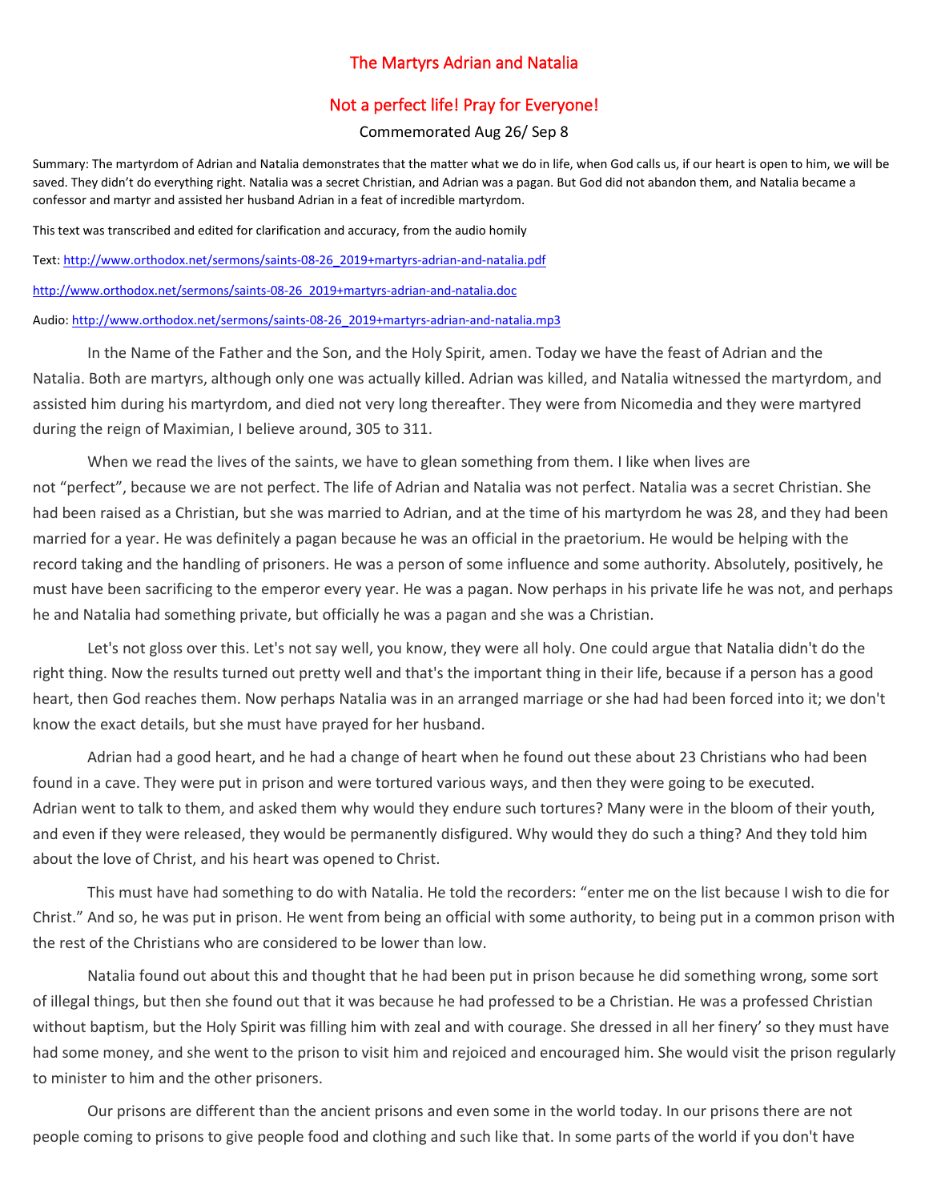# The Martyrs Adrian and Natalia

## Not a perfect life! Pray for Everyone!

Commemorated Aug 26/ Sep 8

Summary: The martyrdom of Adrian and Natalia demonstrates that the matter what we do in life, when God calls us, if our heart is open to him, we will be saved. They didn't do everything right. Natalia was a secret Christian, and Adrian was a pagan. But God did not abandon them, and Natalia became a confessor and martyr and assisted her husband Adrian in a feat of incredible martyrdom.

This text was transcribed and edited for clarification and accuracy, from the audio homily

Text: [http://www.orthodox.net/sermons/saints-08-26_2019+martyrs-adrian-and-natalia.pdf](http://www.orthodox.net/sermons/saints-08-26_2019+martyrs-adrian-and-natalia.pdf)

[http://www.orthodox.net/sermons/saints-08-26_2019+martyrs-adrian-and-natalia.doc](http://www.orthodox.net/sermons/saints-08-26_2019+martyrs-adrian-and-natalia.doc)

Audio: [http://www.orthodox.net/sermons/saints-08-26_2019+martyrs-adrian-and-natalia.mp3](http://www.orthodox.net/sermons/saints-08-26_2019+martyrs-adrian-and-natalia.mp3)

In the Name of the Father and the Son, and the Holy Spirit, amen. Today we have the feast of Adrian and the Natalia. Both are martyrs, although only one was actually killed. Adrian was killed, and Natalia witnessed the martyrdom, and assisted him during his martyrdom, and died not very long thereafter. They were from Nicomedia and they were martyred during the reign of Maximian, I believe around, 305 to 311.

When we read the lives of the saints, we have to glean something from them. I like when lives are not "perfect", because we are not perfect. The life of Adrian and Natalia was not perfect. Natalia was a secret Christian. She had been raised as a Christian, but she was married to Adrian, and at the time of his martyrdom he was 28, and they had been married for a year. He was definitely a pagan because he was an official in the praetorium. He would be helping with the record taking and the handling of prisoners. He was a person of some influence and some authority. Absolutely, positively, he must have been sacrificing to the emperor every year. He was a pagan. Now perhaps in his private life he was not, and perhaps he and Natalia had something private, but officially he was a pagan and she was a Christian.

Let's not gloss over this. Let's not say well, you know, they were all holy. One could argue that Natalia didn't do the right thing. Now the results turned out pretty well and that's the important thing in their life, because if a person has a good heart, then God reaches them. Now perhaps Natalia was in an arranged marriage or she had had been forced into it; we don't know the exact details, but she must have prayed for her husband.

Adrian had a good heart, and he had a change of heart when he found out these about 23 Christians who had been found in a cave. They were put in prison and were tortured various ways, and then they were going to be executed. Adrian went to talk to them, and asked them why would they endure such tortures? Many were in the bloom of their youth, and even if they were released, they would be permanently disfigured. Why would they do such a thing? And they told him about the love of Christ, and his heart was opened to Christ.

This must have had something to do with Natalia. He told the recorders: "enter me on the list because I wish to die for Christ." And so, he was put in prison. He went from being an official with some authority, to being put in a common prison with the rest of the Christians who are considered to be lower than low.

Natalia found out about this and thought that he had been put in prison because he did something wrong, some sort of illegal things, but then she found out that it was because he had professed to be a Christian. He was a professed Christian without baptism, but the Holy Spirit was filling him with zeal and with courage. She dressed in all her finery' so they must have had some money, and she went to the prison to visit him and rejoiced and encouraged him. She would visit the prison regularly to minister to him and the other prisoners.

Our prisons are different than the ancient prisons and even some in the world today. In our prisons there are not people coming to prisons to give people food and clothing and such like that. In some parts of the world if you don't have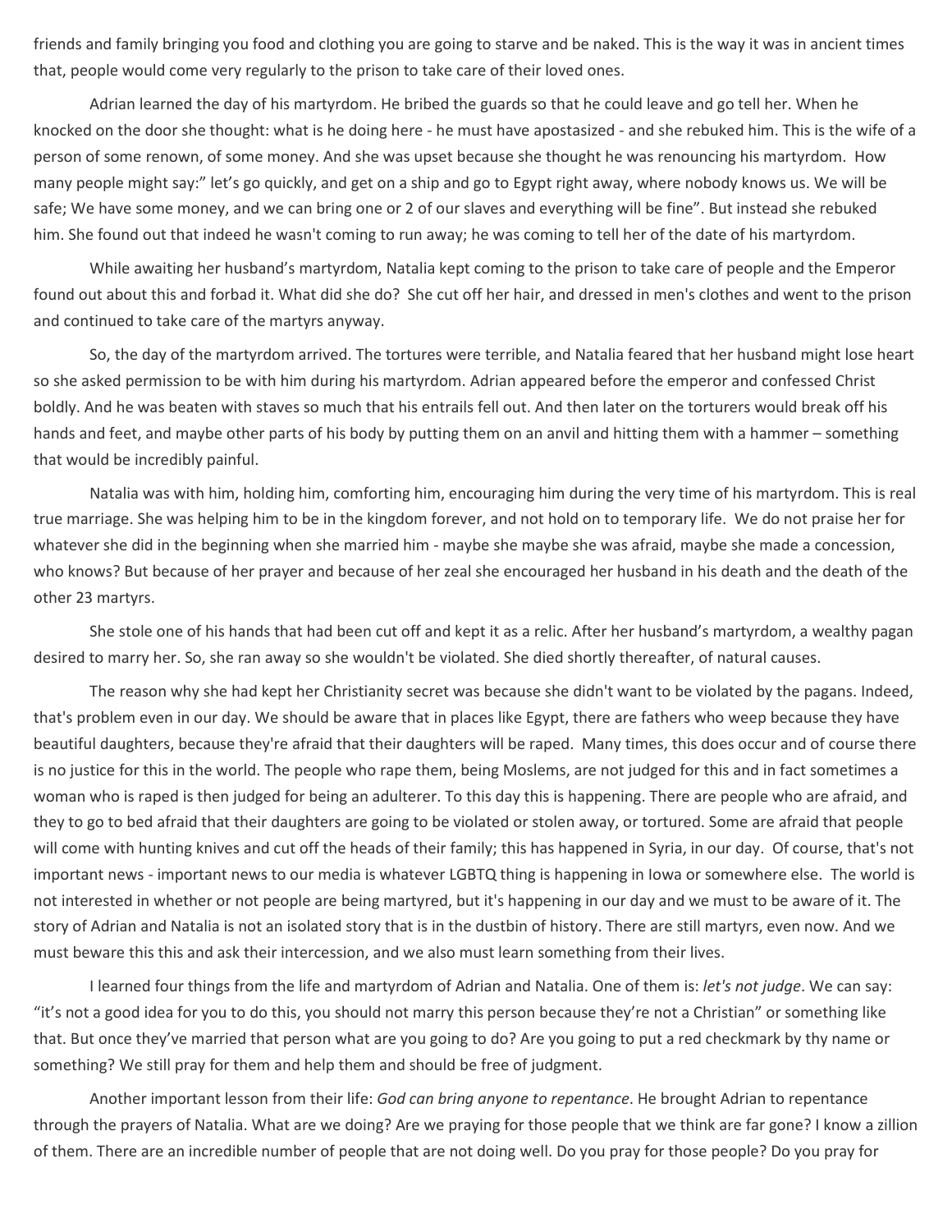friends and family bringing you food and clothing you are going to starve and be naked. This is the way it was in ancient times that, people would come very regularly to the prison to take care of their loved ones.

Adrian learned the day of his martyrdom. He bribed the guards so that he could leave and go tell her. When he knocked on the door she thought: what is he doing here - he must have apostasized - and she rebuked him. This is the wife of a person of some renown, of some money. And she was upset because she thought he was renouncing his martyrdom. How many people might say:" let's go quickly, and get on a ship and go to Egypt right away, where nobody knows us. We will be safe; We have some money, and we can bring one or 2 of our slaves and everything will be fine". But instead she rebuked him. She found out that indeed he wasn't coming to run away; he was coming to tell her of the date of his martyrdom.

While awaiting her husband's martyrdom, Natalia kept coming to the prison to take care of people and the Emperor found out about this and forbad it. What did she do? She cut off her hair, and dressed in men's clothes and went to the prison and continued to take care of the martyrs anyway.

So, the day of the martyrdom arrived. The tortures were terrible, and Natalia feared that her husband might lose heart so she asked permission to be with him during his martyrdom. Adrian appeared before the emperor and confessed Christ boldly. And he was beaten with staves so much that his entrails fell out. And then later on the torturers would break off his hands and feet, and maybe other parts of his body by putting them on an anvil and hitting them with a hammer – something that would be incredibly painful.

Natalia was with him, holding him, comforting him, encouraging him during the very time of his martyrdom. This is real true marriage. She was helping him to be in the kingdom forever, and not hold on to temporary life. We do not praise her for whatever she did in the beginning when she married him - maybe she maybe she was afraid, maybe she made a concession, who knows? But because of her prayer and because of her zeal she encouraged her husband in his death and the death of the other 23 martyrs.

She stole one of his hands that had been cut off and kept it as a relic. After her husband's martyrdom, a wealthy pagan desired to marry her. So, she ran away so she wouldn't be violated. She died shortly thereafter, of natural causes.

The reason why she had kept her Christianity secret was because she didn't want to be violated by the pagans. Indeed, that's problem even in our day. We should be aware that in places like Egypt, there are fathers who weep because they have beautiful daughters, because they're afraid that their daughters will be raped. Many times, this does occur and of course there is no justice for this in the world. The people who rape them, being Moslems, are not judged for this and in fact sometimes a woman who is raped is then judged for being an adulterer. To this day this is happening. There are people who are afraid, and they to go to bed afraid that their daughters are going to be violated or stolen away, or tortured. Some are afraid that people will come with hunting knives and cut off the heads of their family; this has happened in Syria, in our day. Of course, that's not important news - important news to our media is whatever LGBTQ thing is happening in Iowa or somewhere else. The world is not interested in whether or not people are being martyred, but it's happening in our day and we must to be aware of it. The story of Adrian and Natalia is not an isolated story that is in the dustbin of history. There are still martyrs, even now. And we must beware this this and ask their intercession, and we also must learn something from their lives.

I learned four things from the life and martyrdom of Adrian and Natalia. One of them is: *let's not judge*. We can say: "it's not a good idea for you to do this, you should not marry this person because they're not a Christian" or something like that. But once they've married that person what are you going to do? Are you going to put a red checkmark by thy name or something? We still pray for them and help them and should be free of judgment.

Another important lesson from their life: *God can bring anyone to repentance*. He brought Adrian to repentance through the prayers of Natalia. What are we doing? Are we praying for those people that we think are far gone? I know a zillion of them. There are an incredible number of people that are not doing well. Do you pray for those people? Do you pray for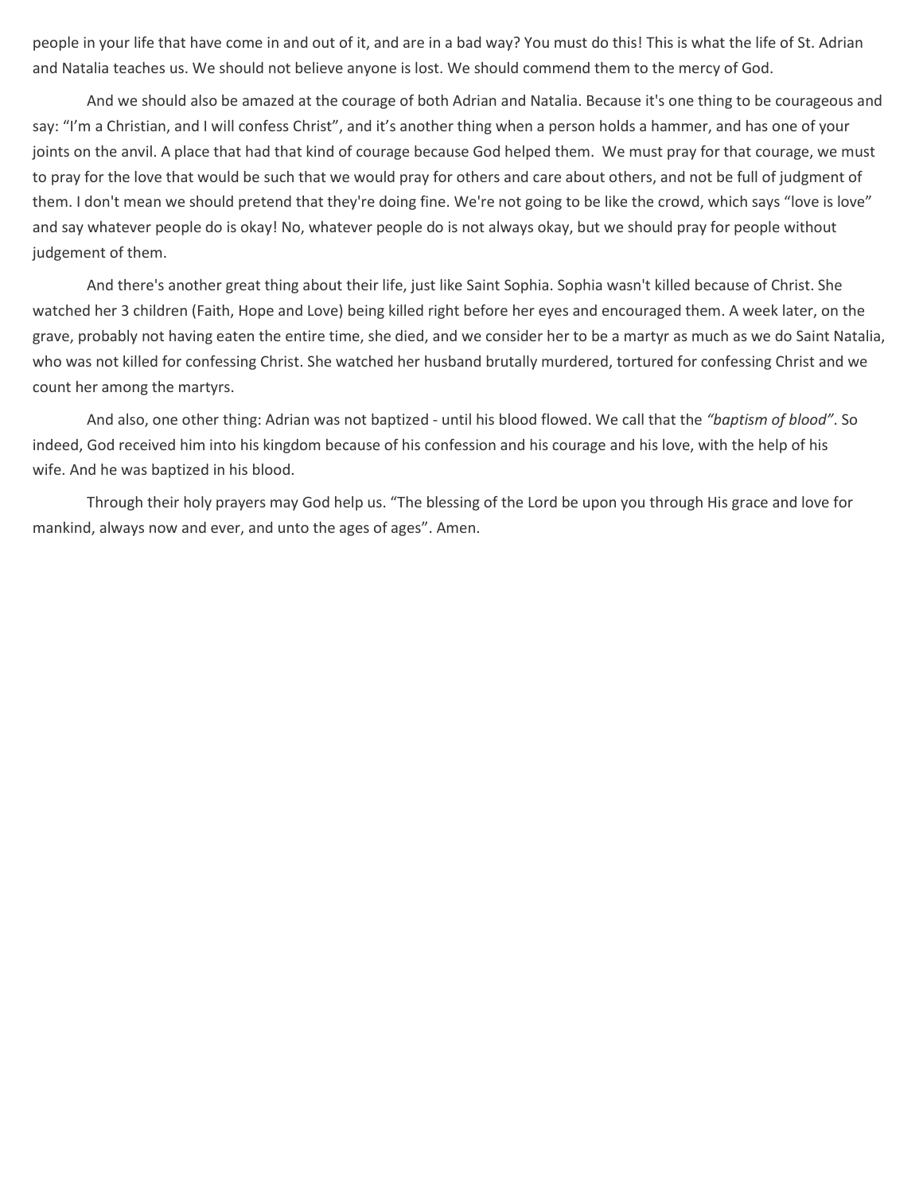people in your life that have come in and out of it, and are in a bad way? You must do this! This is what the life of St. Adrian and Natalia teaches us. We should not believe anyone is lost. We should commend them to the mercy of God.

And we should also be amazed at the courage of both Adrian and Natalia. Because it's one thing to be courageous and say: "I'm a Christian, and I will confess Christ", and it's another thing when a person holds a hammer, and has one of your joints on the anvil. A place that had that kind of courage because God helped them. We must pray for that courage, we must to pray for the love that would be such that we would pray for others and care about others, and not be full of judgment of them. I don't mean we should pretend that they're doing fine. We're not going to be like the crowd, which says "love is love" and say whatever people do is okay! No, whatever people do is not always okay, but we should pray for people without judgement of them.

And there's another great thing about their life, just like Saint Sophia. Sophia wasn't killed because of Christ. She watched her 3 children (Faith, Hope and Love) being killed right before her eyes and encouraged them. A week later, on the grave, probably not having eaten the entire time, she died, and we consider her to be a martyr as much as we do Saint Natalia, who was not killed for confessing Christ. She watched her husband brutally murdered, tortured for confessing Christ and we count her among the martyrs.

And also, one other thing: Adrian was not baptized - until his blood flowed. We call that the *"baptism of blood"*. So indeed, God received him into his kingdom because of his confession and his courage and his love, with the help of his wife. And he was baptized in his blood.

Through their holy prayers may God help us. "The blessing of the Lord be upon you through His grace and love for mankind, always now and ever, and unto the ages of ages". Amen.